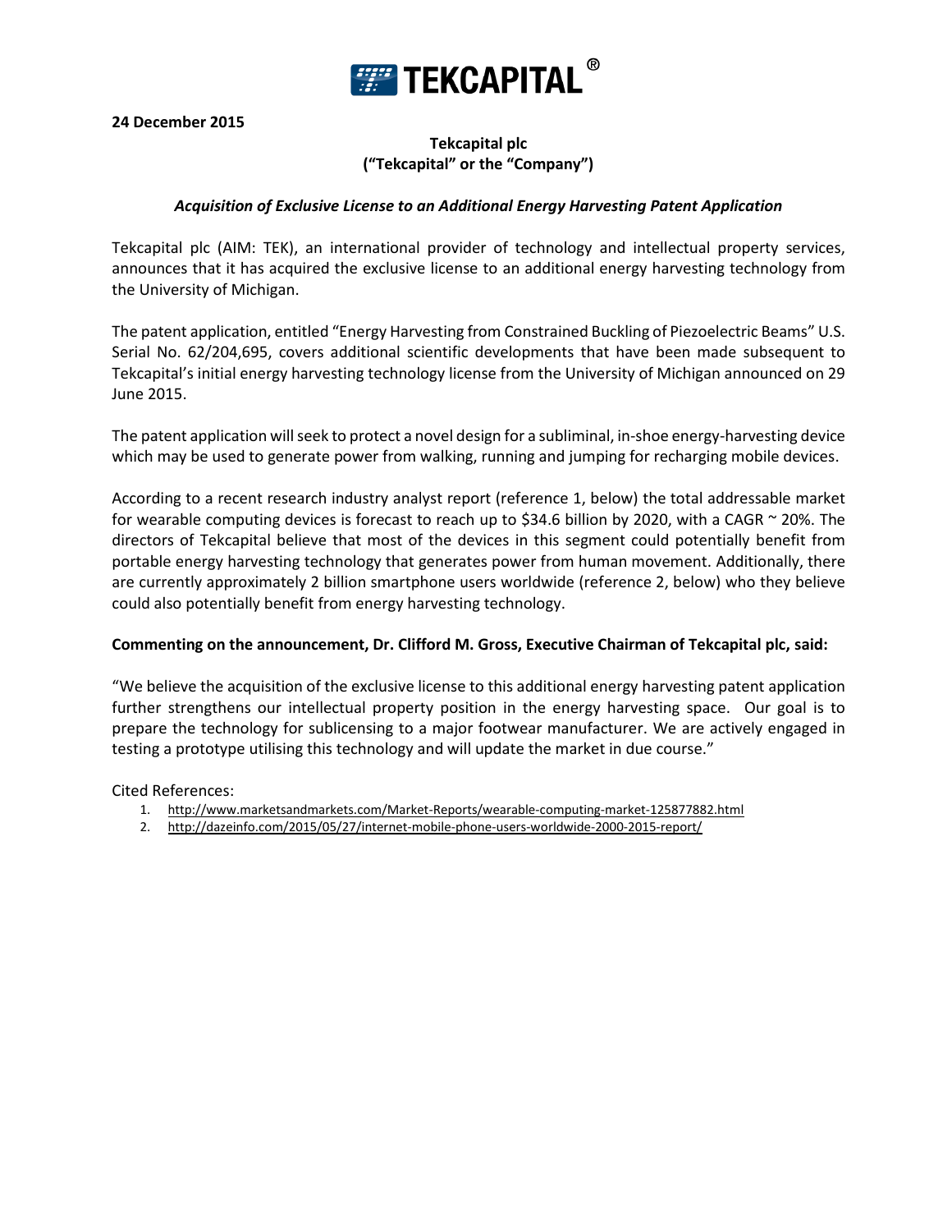**24 December 2015**

**Tekcapital plc**
**("Tekcapital" or the "Company")**

***Acquisition of Exclusive License to an Additional Energy Harvesting Patent Application***

Tekcapital plc (AIM: TEK), an international provider of technology and intellectual property services, announces that it has acquired the exclusive license to an additional energy harvesting technology from the University of Michigan.

The patent application, entitled "Energy Harvesting from Constrained Buckling of Piezoelectric Beams" U.S. Serial No. 62/204,695, covers additional scientific developments that have been made subsequent to Tekcapital's initial energy harvesting technology license from the University of Michigan announced on 29 June 2015.

The patent application will seek to protect a novel design for a subliminal, in-shoe energy-harvesting device which may be used to generate power from walking, running and jumping for recharging mobile devices.

According to a recent research industry analyst report (reference 1, below) the total addressable market for wearable computing devices is forecast to reach up to $34.6 billion by 2020, with a CAGR ~ 20%. The directors of Tekcapital believe that most of the devices in this segment could potentially benefit from portable energy harvesting technology that generates power from human movement. Additionally, there are currently approximately 2 billion smartphone users worldwide (reference 2, below) who they believe could also potentially benefit from energy harvesting technology.

**Commenting on the announcement, Dr. Clifford M. Gross, Executive Chairman of Tekcapital plc, said:**

"We believe the acquisition of the exclusive license to this additional energy harvesting patent application further strengthens our intellectual property position in the energy harvesting space. Our goal is to prepare the technology for sublicensing to a major footwear manufacturer. We are actively engaged in testing a prototype utilising this technology and will update the market in due course."

Cited References:

1. http://www.marketsandmarkets.com/Market-Reports/wearable-computing-market-125877882.html
2. http://dazeinfo.com/2015/05/27/internet-mobile-phone-users-worldwide-2000-2015-report/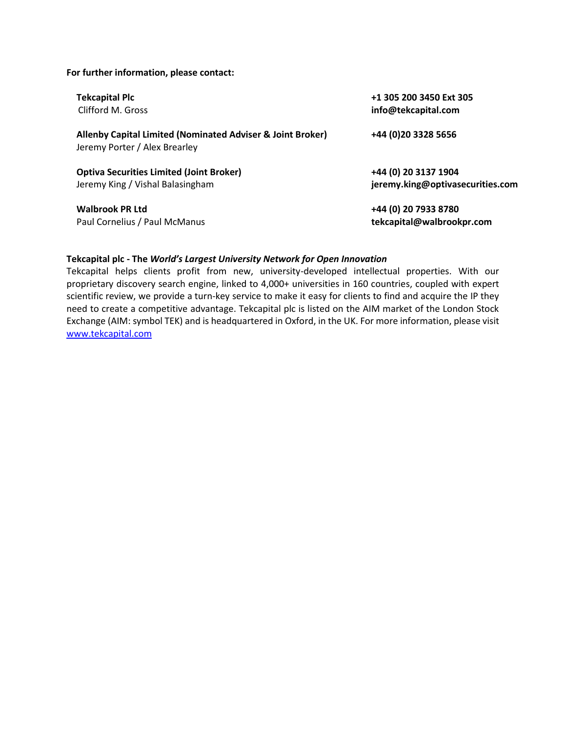**For further information, please contact:**

| | |
|---|---|
| **Tekcapital Plc**<br>Clifford M. Gross | **+1 305 200 3450 Ext 305**<br>**info@tekcapital.com** |
| **Allenby Capital Limited (Nominated Adviser & Joint Broker)**<br>Jeremy Porter / Alex Brearley | **+44 (0)20 3328 5656** |
| **Optiva Securities Limited (Joint Broker)**<br>Jeremy King / Vishal Balasingham | **+44 (0) 20 3137 1904**<br>**jeremy.king@optivasecurities.com** |
| **Walbrook PR Ltd**<br>Paul Cornelius / Paul McManus | **+44 (0) 20 7933 8780**<br>**tekcapital@walbrookpr.com** |

**Tekcapital plc - The *World's Largest University Network for Open Innovation***

Tekcapital helps clients profit from new, university-developed intellectual properties. With our proprietary discovery search engine, linked to 4,000+ universities in 160 countries, coupled with expert scientific review, we provide a turn-key service to make it easy for clients to find and acquire the IP they need to create a competitive advantage. Tekcapital plc is listed on the AIM market of the London Stock Exchange (AIM: symbol TEK) and is headquartered in Oxford, in the UK. For more information, please visit www.tekcapital.com